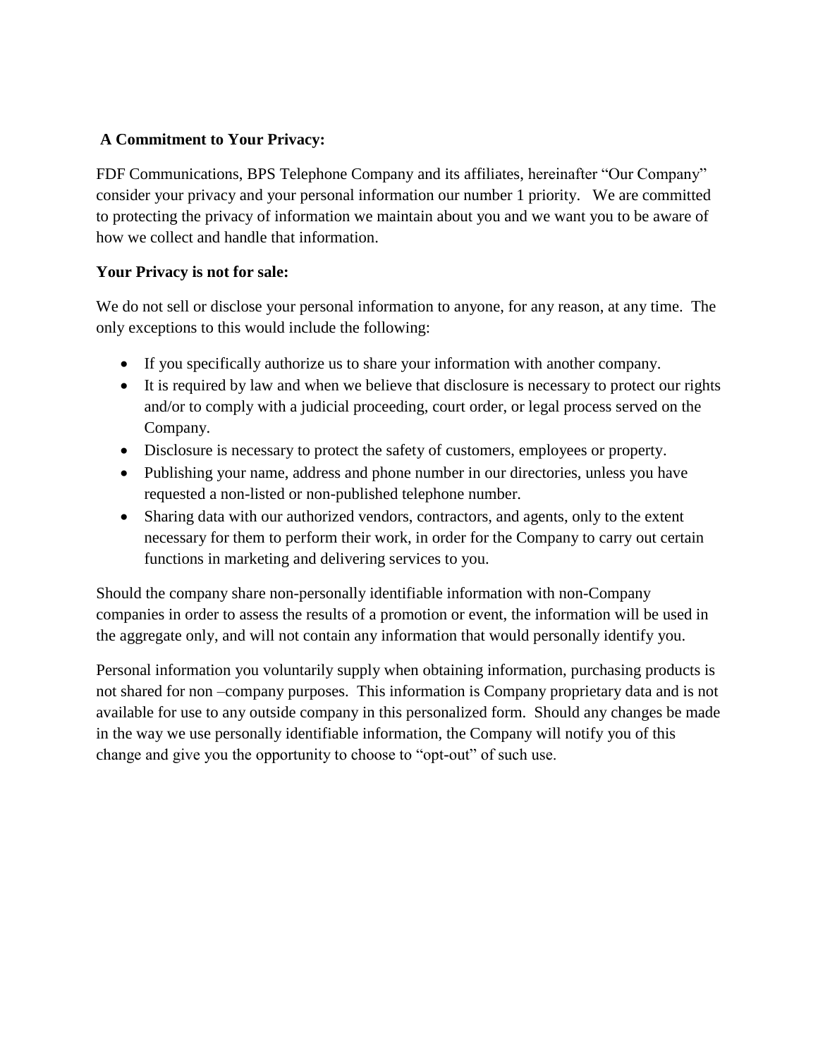**A Commitment to Your Privacy:**

FDF Communications, BPS Telephone Company and its affiliates, hereinafter "Our Company" consider your privacy and your personal information our number 1 priority. We are committed to protecting the privacy of information we maintain about you and we want you to be aware of how we collect and handle that information.

**Your Privacy is not for sale:**

We do not sell or disclose your personal information to anyone, for any reason, at any time. The only exceptions to this would include the following:

- If you specifically authorize us to share your information with another company.
- It is required by law and when we believe that disclosure is necessary to protect our rights and/or to comply with a judicial proceeding, court order, or legal process served on the Company.
- Disclosure is necessary to protect the safety of customers, employees or property.
- Publishing your name, address and phone number in our directories, unless you have requested a non-listed or non-published telephone number.
- Sharing data with our authorized vendors, contractors, and agents, only to the extent necessary for them to perform their work, in order for the Company to carry out certain functions in marketing and delivering services to you.

Should the company share non-personally identifiable information with non-Company companies in order to assess the results of a promotion or event, the information will be used in the aggregate only, and will not contain any information that would personally identify you.

Personal information you voluntarily supply when obtaining information, purchasing products is not shared for non –company purposes. This information is Company proprietary data and is not available for use to any outside company in this personalized form. Should any changes be made in the way we use personally identifiable information, the Company will notify you of this change and give you the opportunity to choose to "opt-out" of such use.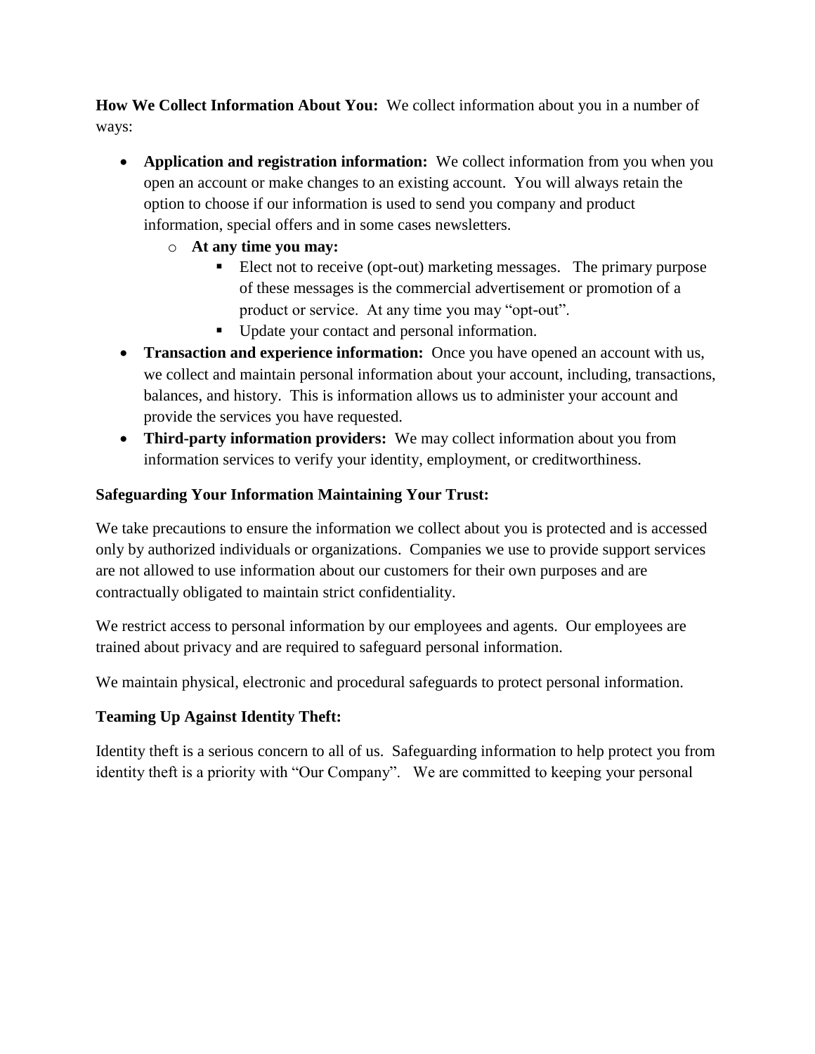**How We Collect Information About You:** We collect information about you in a number of ways:

- **Application and registration information:** We collect information from you when you open an account or make changes to an existing account. You will always retain the option to choose if our information is used to send you company and product information, special offers and in some cases newsletters.
  - **At any time you may:**
    - Elect not to receive (opt-out) marketing messages. The primary purpose of these messages is the commercial advertisement or promotion of a product or service. At any time you may "opt-out".
    - Update your contact and personal information.
- **Transaction and experience information:** Once you have opened an account with us, we collect and maintain personal information about your account, including, transactions, balances, and history. This is information allows us to administer your account and provide the services you have requested.
- **Third-party information providers:** We may collect information about you from information services to verify your identity, employment, or creditworthiness.

**Safeguarding Your Information Maintaining Your Trust:**

We take precautions to ensure the information we collect about you is protected and is accessed only by authorized individuals or organizations. Companies we use to provide support services are not allowed to use information about our customers for their own purposes and are contractually obligated to maintain strict confidentiality.

We restrict access to personal information by our employees and agents. Our employees are trained about privacy and are required to safeguard personal information.

We maintain physical, electronic and procedural safeguards to protect personal information.

**Teaming Up Against Identity Theft:**

Identity theft is a serious concern to all of us. Safeguarding information to help protect you from identity theft is a priority with "Our Company". We are committed to keeping your personal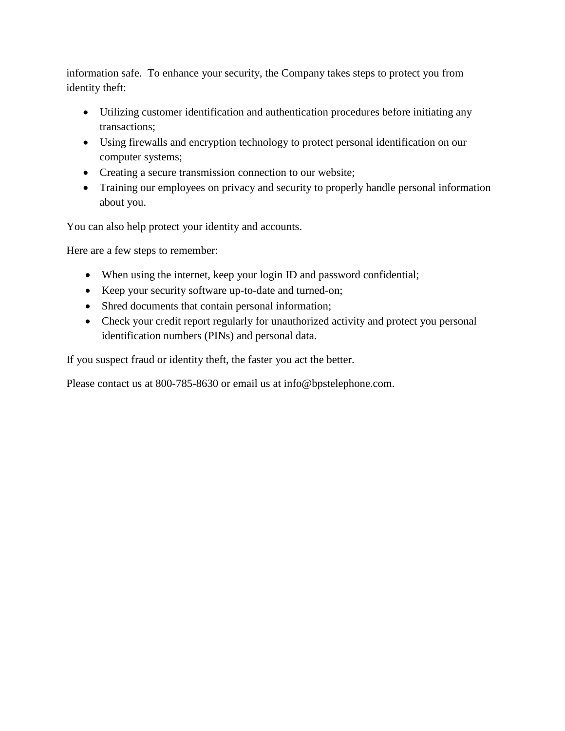information safe. To enhance your security, the Company takes steps to protect you from identity theft:

- Utilizing customer identification and authentication procedures before initiating any transactions;
- Using firewalls and encryption technology to protect personal identification on our computer systems;
- Creating a secure transmission connection to our website;
- Training our employees on privacy and security to properly handle personal information about you.

You can also help protect your identity and accounts.

Here are a few steps to remember:

- When using the internet, keep your login ID and password confidential;
- Keep your security software up-to-date and turned-on;
- Shred documents that contain personal information;
- Check your credit report regularly for unauthorized activity and protect you personal identification numbers (PINs) and personal data.

If you suspect fraud or identity theft, the faster you act the better.

Please contact us at 800-785-8630 or email us at info@bpstelephone.com.